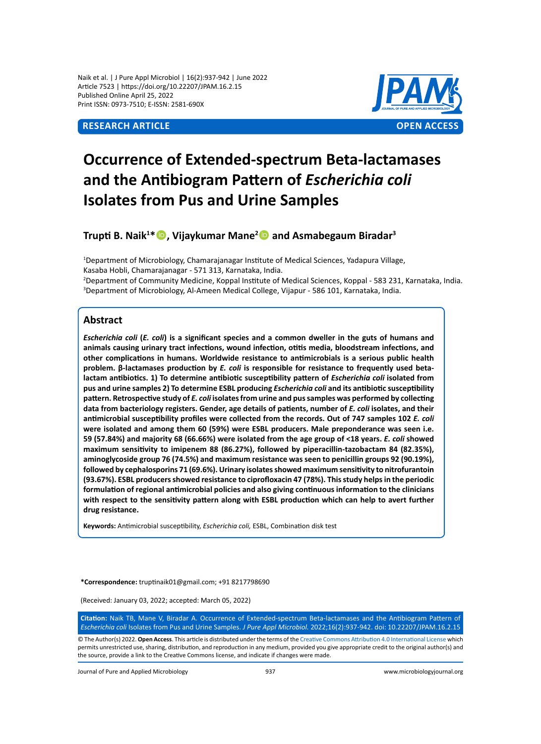**RESEARCH ARTICLE** **OPEN ACCESS**

# Occurrence of Extended-spectrum Beta-lactamases and the Antibiogram Pattern of *Escherichia coli* Isolates from Pus and Urine Samples

**Trupti B. Naik[1]\*, Vijaykumar Mane[2] and Asmabegaum Biradar[3]**

[1]Department of Microbiology, Chamarajanagar Institute of Medical Sciences, Yadapura Village, Kasaba Hobli, Chamarajanagar - 571 313, Karnataka, India.
[2]Department of Community Medicine, Koppal Institute of Medical Sciences, Koppal - 583 231, Karnataka, India.
[3]Department of Microbiology, Al-Ameen Medical College, Vijapur - 586 101, Karnataka, India.

## Abstract

***Escherichia coli* (*E. coli*) is a significant species and a common dweller in the guts of humans and animals causing urinary tract infections, wound infection, otitis media, bloodstream infections, and other complications in humans. Worldwide resistance to antimicrobials is a serious public health problem. β-lactamases production by *E. coli* is responsible for resistance to frequently used beta-lactam antibiotics. 1) To determine antibiotic susceptibility pattern of *Escherichia coli* isolated from pus and urine samples 2) To determine ESBL producing *Escherichia coli* and its antibiotic susceptibility pattern. Retrospective study of *E. coli* isolates from urine and pus samples was performed by collecting data from bacteriology registers. Gender, age details of patients, number of *E. coli* isolates, and their antimicrobial susceptibility profiles were collected from the records. Out of 747 samples 102 *E. coli* were isolated and among them 60 (59%) were ESBL producers. Male preponderance was seen i.e. 59 (57.84%) and majority 68 (66.66%) were isolated from the age group of <18 years. *E. coli* showed maximum sensitivity to imipenem 88 (86.27%), followed by piperacillin-tazobactam 84 (82.35%), aminoglycoside group 76 (74.5%) and maximum resistance was seen to penicillin groups 92 (90.19%), followed by cephalosporins 71 (69.6%). Urinary isolates showed maximum sensitivity to nitrofurantoin (93.67%). ESBL producers showed resistance to ciprofloxacin 47 (78%). This study helps in the periodic formulation of regional antimicrobial policies and also giving continuous information to the clinicians with respect to the sensitivity pattern along with ESBL production which can help to avert further drug resistance.**

**Keywords:** Antimicrobial susceptibility, *Escherichia coli,* ESBL, Combination disk test

**\*Correspondence:** truptinaik01@gmail.com; +91 8217798690

(Received: January 03, 2022; accepted: March 05, 2022)

**Citation:** Naik TB, Mane V, Biradar A. Occurrence of Extended-spectrum Beta-lactamases and the Antibiogram Pattern of *Escherichia coli* Isolates from Pus and Urine Samples. *J Pure Appl Microbiol.* 2022;16(2):937-942. doi: 10.22207/JPAM.16.2.15

© The Author(s) 2022. **Open Access**. This article is distributed under the terms of the Creative Commons Attribution 4.0 International License which permits unrestricted use, sharing, distribution, and reproduction in any medium, provided you give appropriate credit to the original author(s) and the source, provide a link to the Creative Commons license, and indicate if changes were made.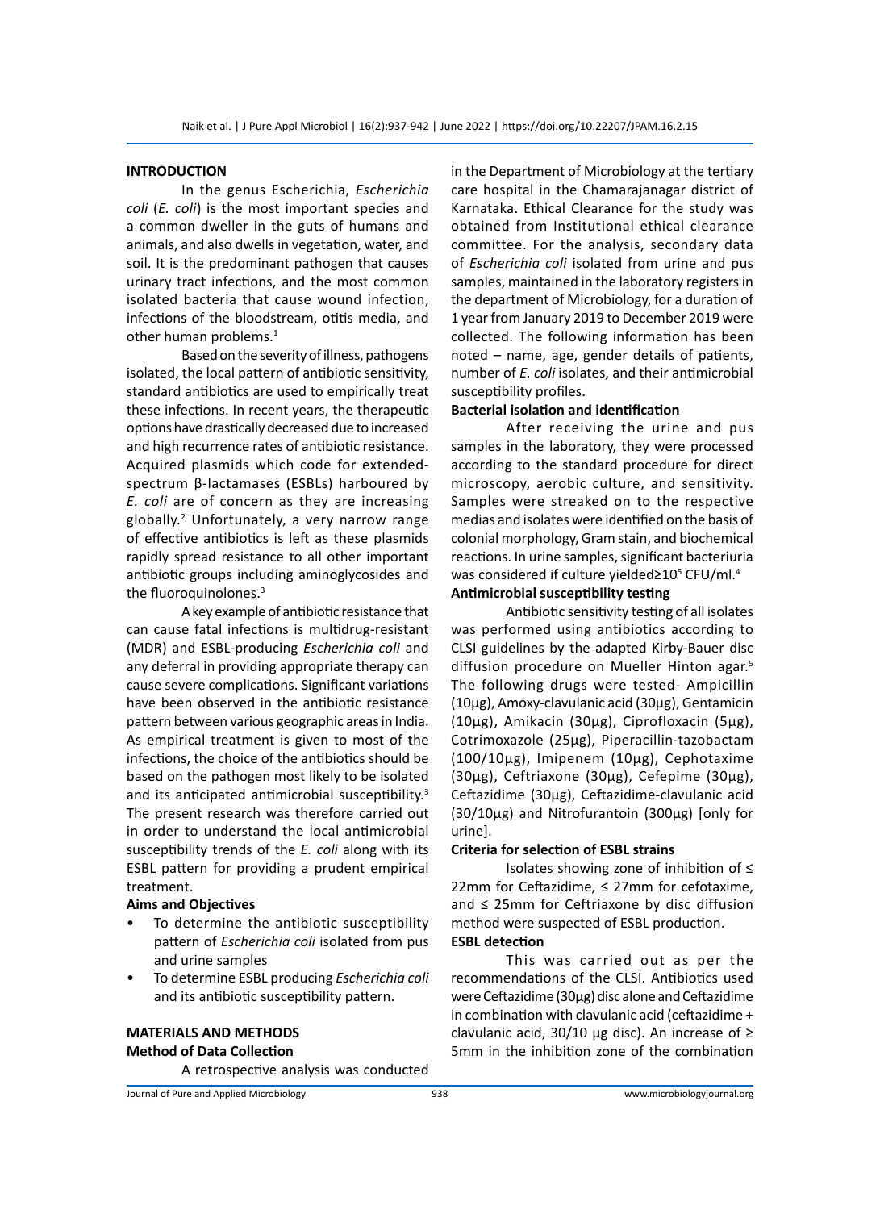## INTRODUCTION

In the genus Escherichia, *Escherichia coli* (*E. coli*) is the most important species and a common dweller in the guts of humans and animals, and also dwells in vegetation, water, and soil. It is the predominant pathogen that causes urinary tract infections, and the most common isolated bacteria that cause wound infection, infections of the bloodstream, otitis media, and other human problems.[1]

Based on the severity of illness, pathogens isolated, the local pattern of antibiotic sensitivity, standard antibiotics are used to empirically treat these infections. In recent years, the therapeutic options have drastically decreased due to increased and high recurrence rates of antibiotic resistance. Acquired plasmids which code for extended-spectrum β-lactamases (ESBLs) harboured by *E. coli* are of concern as they are increasing globally.[2] Unfortunately, a very narrow range of effective antibiotics is left as these plasmids rapidly spread resistance to all other important antibiotic groups including aminoglycosides and the fluoroquinolones.[3]

A key example of antibiotic resistance that can cause fatal infections is multidrug-resistant (MDR) and ESBL-producing *Escherichia coli* and any deferral in providing appropriate therapy can cause severe complications. Significant variations have been observed in the antibiotic resistance pattern between various geographic areas in India. As empirical treatment is given to most of the infections, the choice of the antibiotics should be based on the pathogen most likely to be isolated and its anticipated antimicrobial susceptibility.[3] The present research was therefore carried out in order to understand the local antimicrobial susceptibility trends of the *E. coli* along with its ESBL pattern for providing a prudent empirical treatment.

### Aims and Objectives

- To determine the antibiotic susceptibility pattern of *Escherichia coli* isolated from pus and urine samples
- To determine ESBL producing *Escherichia coli* and its antibiotic susceptibility pattern.

## MATERIALS AND METHODS

### Method of Data Collection

A retrospective analysis was conducted in the Department of Microbiology at the tertiary care hospital in the Chamarajanagar district of Karnataka. Ethical Clearance for the study was obtained from Institutional ethical clearance committee. For the analysis, secondary data of *Escherichia coli* isolated from urine and pus samples, maintained in the laboratory registers in the department of Microbiology, for a duration of 1 year from January 2019 to December 2019 were collected. The following information has been noted – name, age, gender details of patients, number of *E. coli* isolates, and their antimicrobial susceptibility profiles.

### Bacterial isolation and identification

After receiving the urine and pus samples in the laboratory, they were processed according to the standard procedure for direct microscopy, aerobic culture, and sensitivity. Samples were streaked on to the respective medias and isolates were identified on the basis of colonial morphology, Gram stain, and biochemical reactions. In urine samples, significant bacteriuria was considered if culture yielded≥$10^5$ CFU/ml.[4]

### Antimicrobial susceptibility testing

Antibiotic sensitivity testing of all isolates was performed using antibiotics according to CLSI guidelines by the adapted Kirby-Bauer disc diffusion procedure on Mueller Hinton agar.[5] The following drugs were tested- Ampicillin (10µg), Amoxy-clavulanic acid (30µg), Gentamicin (10µg), Amikacin (30µg), Ciprofloxacin (5µg), Cotrimoxazole (25µg), Piperacillin-tazobactam (100/10µg), Imipenem (10µg), Cephotaxime (30µg), Ceftriaxone (30µg), Cefepime (30µg), Ceftazidime (30µg), Ceftazidime-clavulanic acid (30/10µg) and Nitrofurantoin (300µg) [only for urine].

### Criteria for selection of ESBL strains

Isolates showing zone of inhibition of ≤ 22mm for Ceftazidime, ≤ 27mm for cefotaxime, and ≤ 25mm for Ceftriaxone by disc diffusion method were suspected of ESBL production.

### ESBL detection

This was carried out as per the recommendations of the CLSI. Antibiotics used were Ceftazidime (30µg) disc alone and Ceftazidime in combination with clavulanic acid (ceftazidime + clavulanic acid, 30/10 µg disc). An increase of ≥ 5mm in the inhibition zone of the combination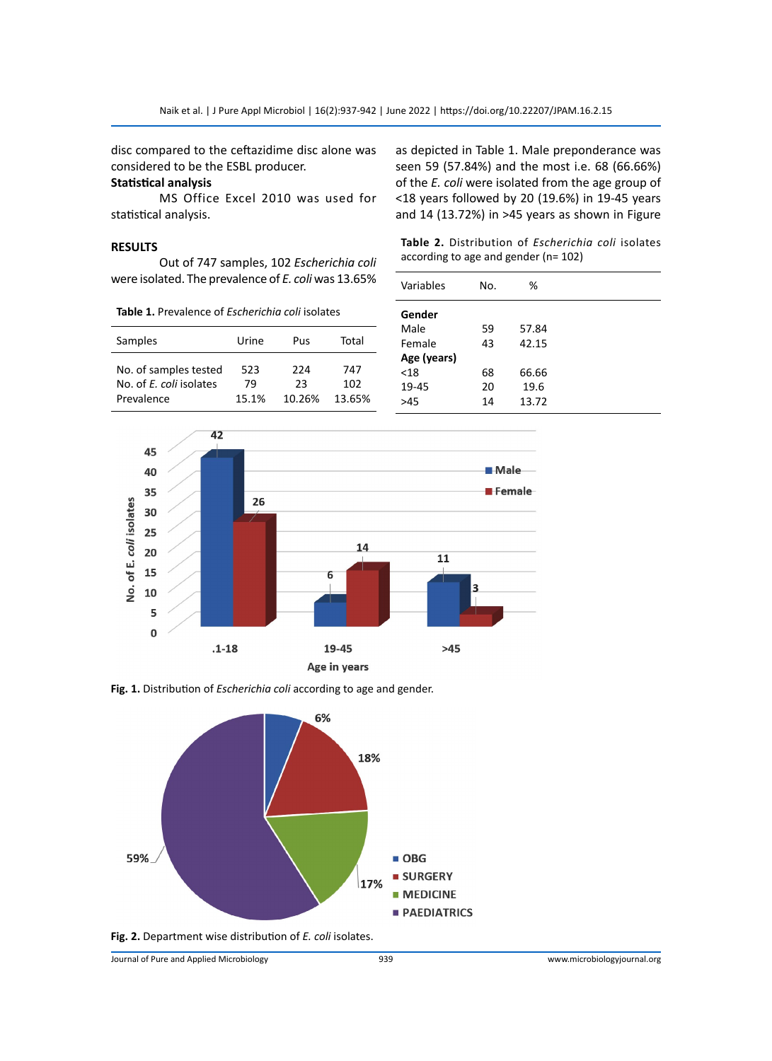disc compared to the ceftazidime disc alone was considered to be the ESBL producer.

**Statistical analysis**

MS Office Excel 2010 was used for statistical analysis.

## RESULTS

Out of 747 samples, 102 *Escherichia coli* were isolated. The prevalence of *E. coli* was 13.65% as depicted in Table 1. Male preponderance was seen 59 (57.84%) and the most i.e. 68 (66.66%) of the *E. coli* were isolated from the age group of <18 years followed by 20 (19.6%) in 19-45 years and 14 (13.72%) in >45 years as shown in Figure

**Table 1.** Prevalence of *Escherichia coli* isolates

| Samples | Urine | Pus | Total |
|---|---|---|---|
| No. of samples tested | 523 | 224 | 747 |
| No. of *E. coli* isolates | 79 | 23 | 102 |
| Prevalence | 15.1% | 10.26% | 13.65% |

**Table 2.** Distribution of *Escherichia coli* isolates according to age and gender (n= 102)

| Variables | No. | % |
|---|---|---|
| **Gender** | | |
| Male | 59 | 57.84 |
| Female | 43 | 42.15 |
| **Age (years)** | | |
| <18 | 68 | 66.66 |
| 19-45 | 20 | 19.6 |
| >45 | 14 | 13.72 |

**Fig. 1.** Distribution of *Escherichia coli* according to age and gender.

**Fig. 2.** Department wise distribution of *E. coli* isolates.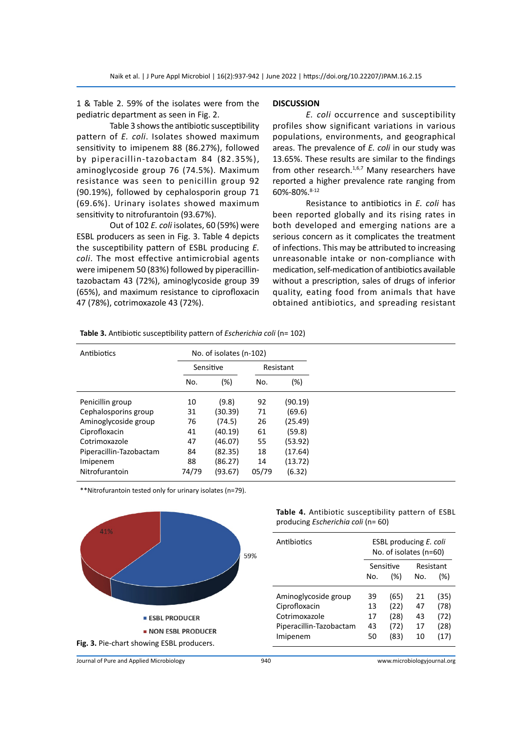1 & Table 2. 59% of the isolates were from the pediatric department as seen in Fig. 2.

Table 3 shows the antibiotic susceptibility pattern of *E. coli*. Isolates showed maximum sensitivity to imipenem 88 (86.27%), followed by piperacillin-tazobactam 84 (82.35%), aminoglycoside group 76 (74.5%). Maximum resistance was seen to penicillin group 92 (90.19%), followed by cephalosporin group 71 (69.6%). Urinary isolates showed maximum sensitivity to nitrofurantoin (93.67%).

Out of 102 *E. coli* isolates, 60 (59%) were ESBL producers as seen in Fig. 3. Table 4 depicts the susceptibility pattern of ESBL producing *E. coli*. The most effective antimicrobial agents were imipenem 50 (83%) followed by piperacillin-tazobactam 43 (72%), aminoglycoside group 39 (65%), and maximum resistance to ciprofloxacin 47 (78%), cotrimoxazole 43 (72%).

## DISCUSSION

*E. coli* occurrence and susceptibility profiles show significant variations in various populations, environments, and geographical areas. The prevalence of *E. coli* in our study was 13.65%. These results are similar to the findings from other research.[1,6,7] Many researchers have reported a higher prevalence rate ranging from 60%-80%.[8-12]

Resistance to antibiotics in *E. coli* has been reported globally and its rising rates in both developed and emerging nations are a serious concern as it complicates the treatment of infections. This may be attributed to increasing unreasonable intake or non-compliance with medication, self-medication of antibiotics available without a prescription, sales of drugs of inferior quality, eating food from animals that have obtained antibiotics, and spreading resistant

**Table 3.** Antibiotic susceptibility pattern of *Escherichia coli* (n= 102)

| Antibiotics | No. of isolates (n-102) | | | |
|---|---|---|---|---|
| | Sensitive | | Resistant | |
| | No. | (%) | No. | (%) |
| Penicillin group | 10 | (9.8) | 92 | (90.19) |
| Cephalosporins group | 31 | (30.39) | 71 | (69.6) |
| Aminoglycoside group | 76 | (74.5) | 26 | (25.49) |
| Ciprofloxacin | 41 | (40.19) | 61 | (59.8) |
| Cotrimoxazole | 47 | (46.07) | 55 | (53.92) |
| Piperacillin-Tazobactam | 84 | (82.35) | 18 | (17.64) |
| Imipenem | 88 | (86.27) | 14 | (13.72) |
| Nitrofurantoin | 74/79 | (93.67) | 05/79 | (6.32) |

**Nitrofurantoin tested only for urinary isolates (n=79).

Fig. 3. Pie-chart showing ESBL producers.

**Table 4.** Antibiotic susceptibility pattern of ESBL producing *Escherichia coli* (n= 60)

| Antibiotics | ESBL producing *E. coli* No. of isolates (n=60) | | | |
|---|---|---|---|---|
| | Sensitive | | Resistant | |
| | No. | (%) | No. | (%) |
| Aminoglycoside group | 39 | (65) | 21 | (35) |
| Ciprofloxacin | 13 | (22) | 47 | (78) |
| Cotrimoxazole | 17 | (28) | 43 | (72) |
| Piperacillin-Tazobactam | 43 | (72) | 17 | (28) |
| Imipenem | 50 | (83) | 10 | (17) |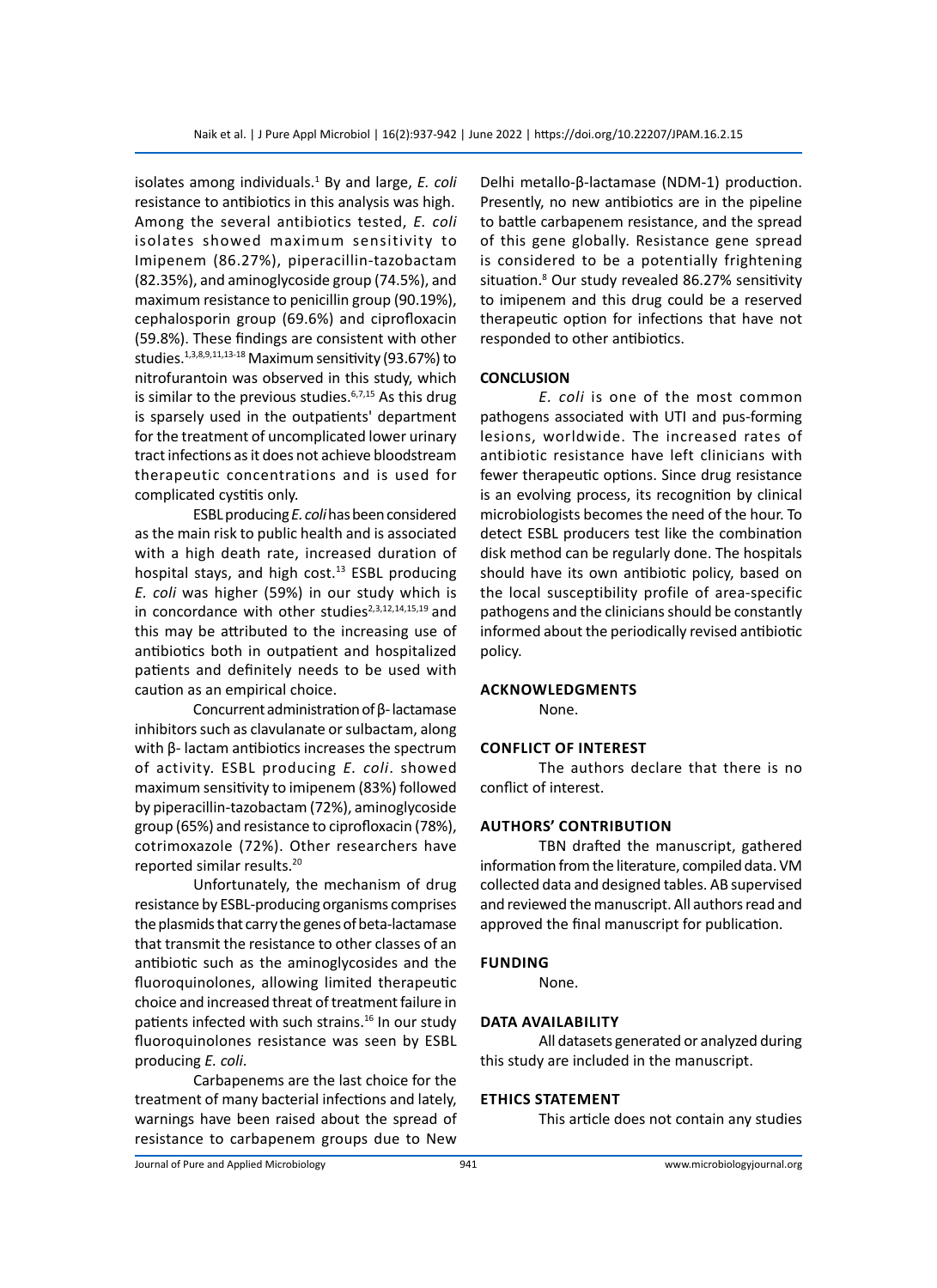isolates among individuals.[1] By and large, *E. coli* resistance to antibiotics in this analysis was high. Among the several antibiotics tested, *E. coli* isolates showed maximum sensitivity to Imipenem (86.27%), piperacillin-tazobactam (82.35%), and aminoglycoside group (74.5%), and maximum resistance to penicillin group (90.19%), cephalosporin group (69.6%) and ciprofloxacin (59.8%). These findings are consistent with other studies.[1,3,8,9,11,13-18] Maximum sensitivity (93.67%) to nitrofurantoin was observed in this study, which is similar to the previous studies.[6,7,15] As this drug is sparsely used in the outpatients' department for the treatment of uncomplicated lower urinary tract infections as it does not achieve bloodstream therapeutic concentrations and is used for complicated cystitis only.

ESBL producing *E. coli* has been considered as the main risk to public health and is associated with a high death rate, increased duration of hospital stays, and high cost.[13] ESBL producing *E. coli* was higher (59%) in our study which is in concordance with other studies[2,3,12,14,15,19] and this may be attributed to the increasing use of antibiotics both in outpatient and hospitalized patients and definitely needs to be used with caution as an empirical choice.

Concurrent administration of β- lactamase inhibitors such as clavulanate or sulbactam, along with β- lactam antibiotics increases the spectrum of activity. ESBL producing *E. coli*. showed maximum sensitivity to imipenem (83%) followed by piperacillin-tazobactam (72%), aminoglycoside group (65%) and resistance to ciprofloxacin (78%), cotrimoxazole (72%). Other researchers have reported similar results.[20]

Unfortunately, the mechanism of drug resistance by ESBL-producing organisms comprises the plasmids that carry the genes of beta-lactamase that transmit the resistance to other classes of an antibiotic such as the aminoglycosides and the fluoroquinolones, allowing limited therapeutic choice and increased threat of treatment failure in patients infected with such strains.[16] In our study fluoroquinolones resistance was seen by ESBL producing *E. coli*.

Carbapenems are the last choice for the treatment of many bacterial infections and lately, warnings have been raised about the spread of resistance to carbapenem groups due to New Delhi metallo-β-lactamase (NDM-1) production. Presently, no new antibiotics are in the pipeline to battle carbapenem resistance, and the spread of this gene globally. Resistance gene spread is considered to be a potentially frightening situation.[8] Our study revealed 86.27% sensitivity to imipenem and this drug could be a reserved therapeutic option for infections that have not responded to other antibiotics.

## CONCLUSION

*E. coli* is one of the most common pathogens associated with UTI and pus-forming lesions, worldwide. The increased rates of antibiotic resistance have left clinicians with fewer therapeutic options. Since drug resistance is an evolving process, its recognition by clinical microbiologists becomes the need of the hour. To detect ESBL producers test like the combination disk method can be regularly done. The hospitals should have its own antibiotic policy, based on the local susceptibility profile of area-specific pathogens and the clinicians should be constantly informed about the periodically revised antibiotic policy.

## ACKNOWLEDGMENTS

None.

## CONFLICT OF INTEREST

The authors declare that there is no conflict of interest.

## AUTHORS' CONTRIBUTION

TBN drafted the manuscript, gathered information from the literature, compiled data. VM collected data and designed tables. AB supervised and reviewed the manuscript. All authors read and approved the final manuscript for publication.

## FUNDING

None.

## DATA AVAILABILITY

All datasets generated or analyzed during this study are included in the manuscript.

## ETHICS STATEMENT

This article does not contain any studies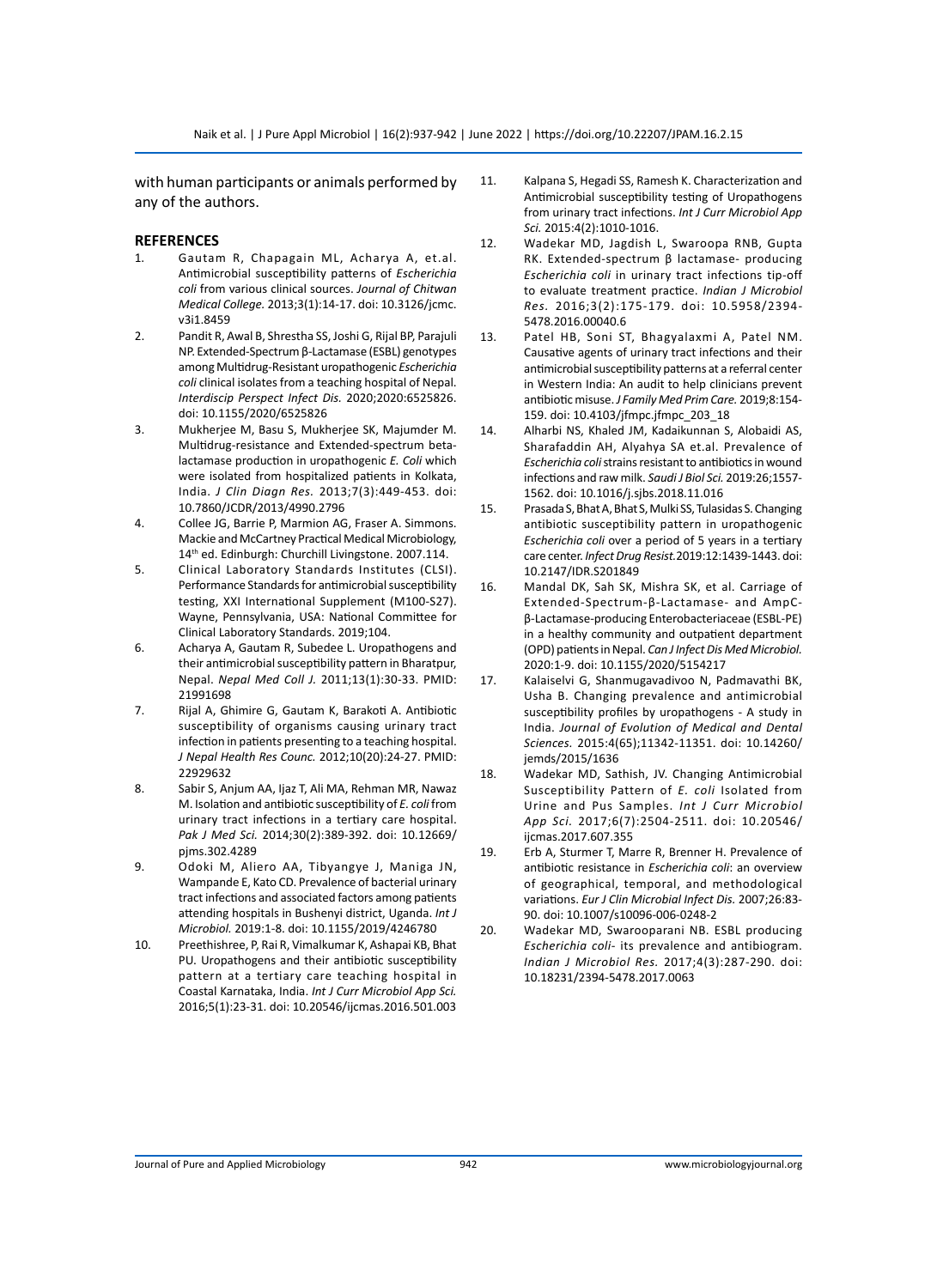with human participants or animals performed by any of the authors.

## REFERENCES

1. Gautam R, Chapagain ML, Acharya A, et.al. Antimicrobial susceptibility patterns of *Escherichia coli* from various clinical sources. *Journal of Chitwan Medical College.* 2013;3(1):14-17. doi: 10.3126/jcmc.v3i1.8459
2. Pandit R, Awal B, Shrestha SS, Joshi G, Rijal BP, Parajuli NP. Extended-Spectrum β-Lactamase (ESBL) genotypes among Multidrug-Resistant uropathogenic *Escherichia coli* clinical isolates from a teaching hospital of Nepal. *Interdiscip Perspect Infect Dis.* 2020;2020:6525826. doi: 10.1155/2020/6525826
3. Mukherjee M, Basu S, Mukherjee SK, Majumder M. Multidrug-resistance and Extended-spectrum beta-lactamase production in uropathogenic *E. Coli* which were isolated from hospitalized patients in Kolkata, India. *J Clin Diagn Res.* 2013;7(3):449-453. doi: 10.7860/JCDR/2013/4990.2796
4. Collee JG, Barrie P, Marmion AG, Fraser A. Simmons. Mackie and McCartney Practical Medical Microbiology, 14th ed. Edinburgh: Churchill Livingstone. 2007.114.
5. Clinical Laboratory Standards Institutes (CLSI). Performance Standards for antimicrobial susceptibility testing, XXI International Supplement (M100-S27). Wayne, Pennsylvania, USA: National Committee for Clinical Laboratory Standards. 2019;104.
6. Acharya A, Gautam R, Subedee L. Uropathogens and their antimicrobial susceptibility pattern in Bharatpur, Nepal. *Nepal Med Coll J.* 2011;13(1):30-33. PMID: 21991698
7. Rijal A, Ghimire G, Gautam K, Barakoti A. Antibiotic susceptibility of organisms causing urinary tract infection in patients presenting to a teaching hospital. *J Nepal Health Res Counc.* 2012;10(20):24-27. PMID: 22929632
8. Sabir S, Anjum AA, Ijaz T, Ali MA, Rehman MR, Nawaz M. Isolation and antibiotic susceptibility of *E. coli* from urinary tract infections in a tertiary care hospital. *Pak J Med Sci.* 2014;30(2):389-392. doi: 10.12669/pjms.302.4289
9. Odoki M, Aliero AA, Tibyangye J, Maniga JN, Wampande E, Kato CD. Prevalence of bacterial urinary tract infections and associated factors among patients attending hospitals in Bushenyi district, Uganda. *Int J Microbiol.* 2019:1-8. doi: 10.1155/2019/4246780
10. Preethishree, P, Rai R, Vimalkumar K, Ashapai KB, Bhat PU. Uropathogens and their antibiotic susceptibility pattern at a tertiary care teaching hospital in Coastal Karnataka, India. *Int J Curr Microbiol App Sci.* 2016;5(1):23-31. doi: 10.20546/ijcmas.2016.501.003
11. Kalpana S, Hegadi SS, Ramesh K. Characterization and Antimicrobial susceptibility testing of Uropathogens from urinary tract infections. *Int J Curr Microbiol App Sci.* 2015:4(2):1010-1016.
12. Wadekar MD, Jagdish L, Swaroopa RNB, Gupta RK. Extended-spectrum β lactamase- producing *Escherichia coli* in urinary tract infections tip-off to evaluate treatment practice. *Indian J Microbiol Res.* 2016;3(2):175-179. doi: 10.5958/2394-5478.2016.00040.6
13. Patel HB, Soni ST, Bhagyalaxmi A, Patel NM. Causative agents of urinary tract infections and their antimicrobial susceptibility patterns at a referral center in Western India: An audit to help clinicians prevent antibiotic misuse. *J Family Med Prim Care.* 2019;8:154-159. doi: 10.4103/jfmpc.jfmpc_203_18
14. Alharbi NS, Khaled JM, Kadaikunnan S, Alobaidi AS, Sharafaddin AH, Alyahya SA et.al. Prevalence of *Escherichia coli* strains resistant to antibiotics in wound infections and raw milk. *Saudi J Biol Sci.* 2019:26;1557-1562. doi: 10.1016/j.sjbs.2018.11.016
15. Prasada S, Bhat A, Bhat S, Mulki SS, Tulasidas S. Changing antibiotic susceptibility pattern in uropathogenic *Escherichia coli* over a period of 5 years in a tertiary care center. *Infect Drug Resist.*2019:12:1439-1443. doi: 10.2147/IDR.S201849
16. Mandal DK, Sah SK, Mishra SK, et al. Carriage of Extended-Spectrum-β-Lactamase- and AmpC-β-Lactamase-producing Enterobacteriaceae (ESBL-PE) in a healthy community and outpatient department (OPD) patients in Nepal. *Can J Infect Dis Med Microbiol.* 2020:1-9. doi: 10.1155/2020/5154217
17. Kalaiselvi G, Shanmugavadivoo N, Padmavathi BK, Usha B. Changing prevalence and antimicrobial susceptibility profiles by uropathogens - A study in India. *Journal of Evolution of Medical and Dental Sciences.* 2015:4(65);11342-11351. doi: 10.14260/jemds/2015/1636
18. Wadekar MD, Sathish, JV. Changing Antimicrobial Susceptibility Pattern of *E. coli* Isolated from Urine and Pus Samples. *Int J Curr Microbiol App Sci.* 2017;6(7):2504-2511. doi: 10.20546/ijcmas.2017.607.355
19. Erb A, Sturmer T, Marre R, Brenner H. Prevalence of antibiotic resistance in *Escherichia coli*: an overview of geographical, temporal, and methodological variations. *Eur J Clin Microbial Infect Dis.* 2007;26:83-90. doi: 10.1007/s10096-006-0248-2
20. Wadekar MD, Swarooparani NB. ESBL producing *Escherichia coli*- its prevalence and antibiogram. *Indian J Microbiol Res.* 2017;4(3):287-290. doi: 10.18231/2394-5478.2017.0063